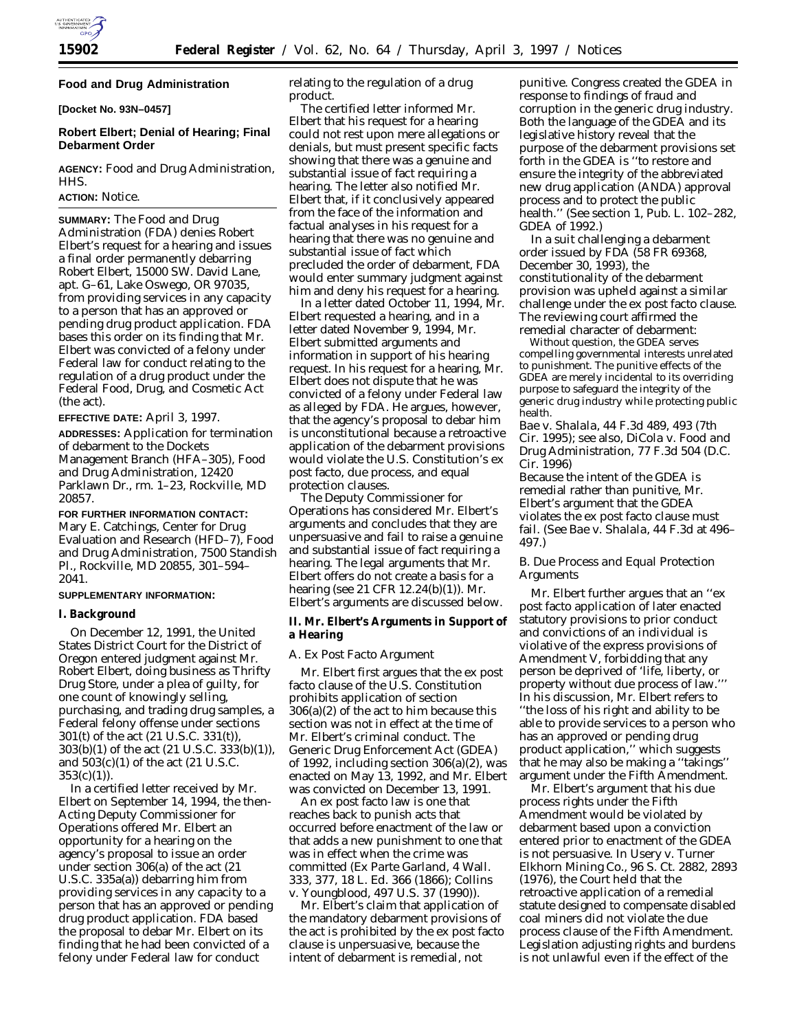## Food and Drug Administration

**[Docket No. 93N–0457]**

## Robert Elbert; Denial of Hearing; Final Debarment Order

**AGENCY:** Food and Drug Administration, HHS.

**ACTION:** Notice.

**SUMMARY:** The Food and Drug Administration (FDA) denies Robert Elbert's request for a hearing and issues a final order permanently debarring Robert Elbert, 15000 SW. David Lane, apt. G–61, Lake Oswego, OR 97035, from providing services in any capacity to a person that has an approved or pending drug product application. FDA bases this order on its finding that Mr. Elbert was convicted of a felony under Federal law for conduct relating to the regulation of a drug product under the Federal Food, Drug, and Cosmetic Act (the act).

**EFFECTIVE DATE:** April 3, 1997.

**ADDRESSES:** Application for termination of debarment to the Dockets Management Branch (HFA–305), Food and Drug Administration, 12420 Parklawn Dr., rm. 1–23, Rockville, MD 20857.

**FOR FURTHER INFORMATION CONTACT:** Mary E. Catchings, Center for Drug Evaluation and Research (HFD–7), Food and Drug Administration, 7500 Standish Pl., Rockville, MD 20855, 301–594–2041.

**SUPPLEMENTARY INFORMATION:**

### I. Background

On December 12, 1991, the United States District Court for the District of Oregon entered judgment against Mr. Robert Elbert, doing business as Thrifty Drug Store, under a plea of guilty, for one count of knowingly selling, purchasing, and trading drug samples, a Federal felony offense under sections 301(t) of the act (21 U.S.C. 331(t)), 303(b)(1) of the act (21 U.S.C. 333(b)(1)), and 503(c)(1) of the act (21 U.S.C. 353(c)(1)).

In a certified letter received by Mr. Elbert on September 14, 1994, the then-Acting Deputy Commissioner for Operations offered Mr. Elbert an opportunity for a hearing on the agency's proposal to issue an order under section 306(a) of the act (21 U.S.C. 335a(a)) debarring him from providing services in any capacity to a person that has an approved or pending drug product application. FDA based the proposal to debar Mr. Elbert on its finding that he had been convicted of a felony under Federal law for conduct relating to the regulation of a drug product.

The certified letter informed Mr. Elbert that his request for a hearing could not rest upon mere allegations or denials, but must present specific facts showing that there was a genuine and substantial issue of fact requiring a hearing. The letter also notified Mr. Elbert that, if it conclusively appeared from the face of the information and factual analyses in his request for a hearing that there was no genuine and substantial issue of fact which precluded the order of debarment, FDA would enter summary judgment against him and deny his request for a hearing.

In a letter dated October 11, 1994, Mr. Elbert requested a hearing, and in a letter dated November 9, 1994, Mr. Elbert submitted arguments and information in support of his hearing request. In his request for a hearing, Mr. Elbert does not dispute that he was convicted of a felony under Federal law as alleged by FDA. He argues, however, that the agency's proposal to debar him is unconstitutional because a retroactive application of the debarment provisions would violate the U.S. Constitution's ex post facto, due process, and equal protection clauses.

The Deputy Commissioner for Operations has considered Mr. Elbert's arguments and concludes that they are unpersuasive and fail to raise a genuine and substantial issue of fact requiring a hearing. The legal arguments that Mr. Elbert offers do not create a basis for a hearing (see 21 CFR 12.24(b)(1)). Mr. Elbert's arguments are discussed below.

### II. Mr. Elbert's Arguments in Support of a Hearing

*A. Ex Post Facto Argument*

Mr. Elbert first argues that the ex post facto clause of the U.S. Constitution prohibits application of section 306(a)(2) of the act to him because this section was not in effect at the time of Mr. Elbert's criminal conduct. The Generic Drug Enforcement Act (GDEA) of 1992, including section 306(a)(2), was enacted on May 13, 1992, and Mr. Elbert was convicted on December 13, 1991.

An ex post facto law is one that reaches back to punish acts that occurred before enactment of the law or that adds a new punishment to one that was in effect when the crime was committed (*Ex Parte Garland*, 4 Wall. 333, 377, 18 L. Ed. 366 (1866); *Collins* v. *Youngblood*, 497 U.S. 37 (1990)).

Mr. Elbert's claim that application of the mandatory debarment provisions of the act is prohibited by the ex post facto clause is unpersuasive, because the intent of debarment is remedial, not punitive. Congress created the GDEA in response to findings of fraud and corruption in the generic drug industry. Both the language of the GDEA and its legislative history reveal that the purpose of the debarment provisions set forth in the GDEA is "to restore and ensure the integrity of the abbreviated new drug application (ANDA) approval process and to protect the public health." (See section 1, Pub. L. 102–282, GDEA of 1992.)

In a suit challenging a debarment order issued by FDA (58 FR 69368, December 30, 1993), the constitutionality of the debarment provision was upheld against a similar challenge under the ex post facto clause. The reviewing court affirmed the remedial character of debarment:

> Without question, the GDEA serves compelling governmental interests unrelated to punishment. The punitive effects of the GDEA are merely incidental to its overriding purpose to safeguard the integrity of the generic drug industry while protecting public health.

*Bae* v. *Shalala*, 44 F.3d 489, 493 (7th Cir. 1995); see also, *DiCola* v. *Food and Drug Administration*, 77 F.3d 504 (D.C. Cir. 1996)

Because the intent of the GDEA is remedial rather than punitive, Mr. Elbert's argument that the GDEA violates the ex post facto clause must fail. (See *Bae* v. *Shalala*, 44 F.3d at 496–497.)

*B. Due Process and Equal Protection Arguments*

Mr. Elbert further argues that an "ex post facto application of later enacted statutory provisions to prior conduct and convictions of an individual is violative of the express provisions of Amendment V, forbidding that any person be deprived of 'life, liberty, or property without due process of law.'" In his discussion, Mr. Elbert refers to "the loss of his right and ability to be able to provide services to a person who has an approved or pending drug product application," which suggests that he may also be making a "takings" argument under the Fifth Amendment.

Mr. Elbert's argument that his due process rights under the Fifth Amendment would be violated by debarment based upon a conviction entered prior to enactment of the GDEA is not persuasive. In *Usery* v. *Turner Elkhorn Mining Co.*, 96 S. Ct. 2882, 2893 (1976), the Court held that the retroactive application of a remedial statute designed to compensate disabled coal miners did not violate the due process clause of the Fifth Amendment. Legislation adjusting rights and burdens is not unlawful even if the effect of the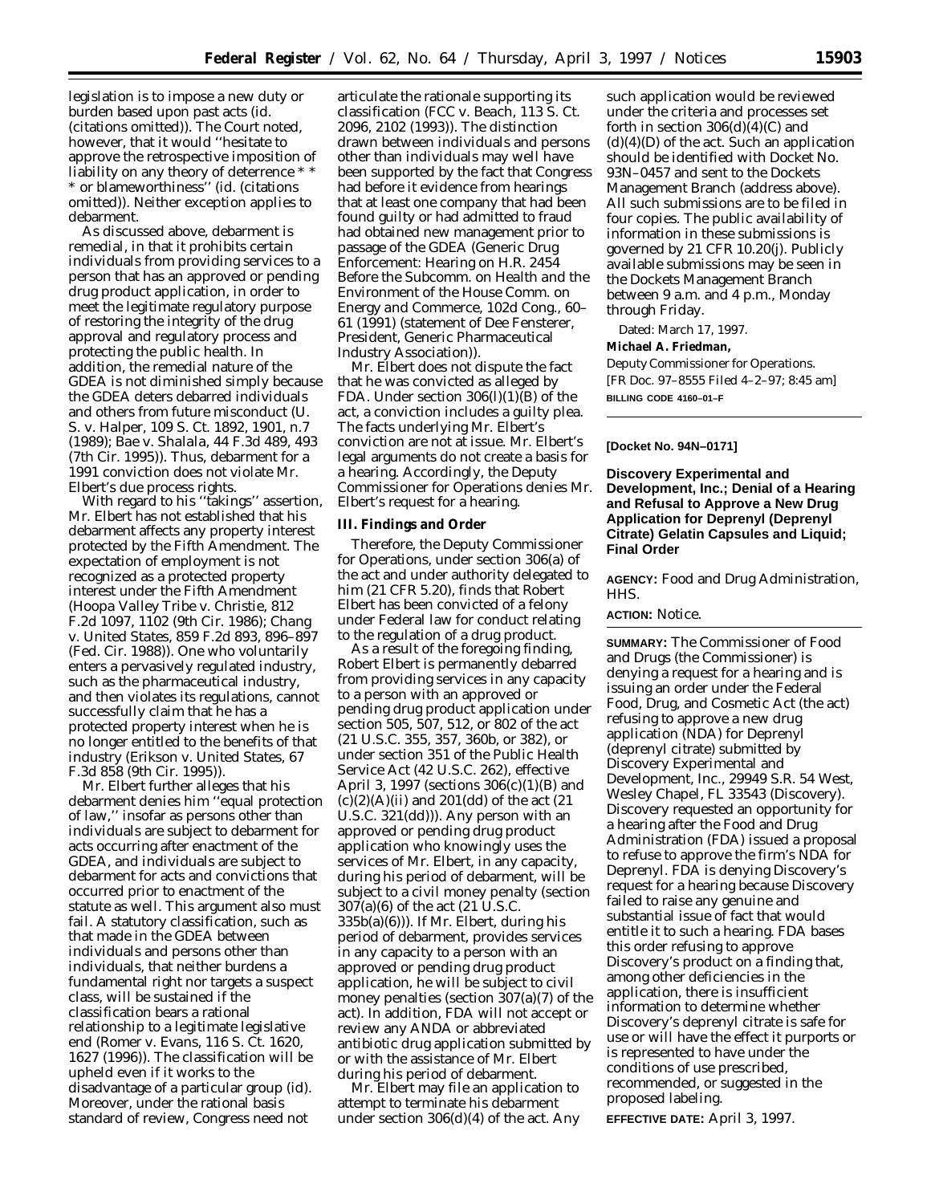legislation is to impose a new duty or burden based upon past acts (id. (citations omitted)). The Court noted, however, that it would ''hesitate to approve the retrospective imposition of liability on any theory of deterrence * * * or blameworthiness'' (id. (citations omitted)). Neither exception applies to debarment.

As discussed above, debarment is remedial, in that it prohibits certain individuals from providing services to a person that has an approved or pending drug product application, in order to meet the legitimate regulatory purpose of restoring the integrity of the drug approval and regulatory process and protecting the public health. In addition, the remedial nature of the GDEA is not diminished simply because the GDEA deters debarred individuals and others from future misconduct (*U. S.* v. *Halper*, 109 S. Ct. 1892, 1901, n.7 (1989); *Bae* v. *Shalala*, 44 F.3d 489, 493 (7th Cir. 1995)). Thus, debarment for a 1991 conviction does not violate Mr. Elbert's due process rights.

With regard to his ''takings'' assertion, Mr. Elbert has not established that his debarment affects any property interest protected by the Fifth Amendment. The expectation of employment is not recognized as a protected property interest under the Fifth Amendment (*Hoopa Valley Tribe* v. *Christie*, 812 F.2d 1097, 1102 (9th Cir. 1986); *Chang* v. *United States*, 859 F.2d 893, 896–897 (Fed. Cir. 1988)). One who voluntarily enters a pervasively regulated industry, such as the pharmaceutical industry, and then violates its regulations, cannot successfully claim that he has a protected property interest when he is no longer entitled to the benefits of that industry (*Erikson* v. *United States*, 67 F.3d 858 (9th Cir. 1995)).

Mr. Elbert further alleges that his debarment denies him ''equal protection of law,'' insofar as persons other than individuals are subject to debarment for acts occurring after enactment of the GDEA, and individuals are subject to debarment for acts and convictions that occurred prior to enactment of the statute as well. This argument also must fail. A statutory classification, such as that made in the GDEA between individuals and persons other than individuals, that neither burdens a fundamental right nor targets a suspect class, will be sustained if the classification bears a rational relationship to a legitimate legislative end (*Romer* v. *Evans*, 116 S. Ct. 1620, 1627 (1996)). The classification will be upheld even if it works to the disadvantage of a particular group (id). Moreover, under the rational basis standard of review, Congress need not articulate the rationale supporting its classification (*FCC* v. *Beach*, 113 S. Ct. 2096, 2102 (1993)). The distinction drawn between individuals and persons other than individuals may well have been supported by the fact that Congress had before it evidence from hearings that at least one company that had been found guilty or had admitted to fraud had obtained new management prior to passage of the GDEA (Generic Drug Enforcement: Hearing on H.R. 2454 Before the Subcomm. on Health and the Environment of the House Comm. on Energy and Commerce, 102d Cong., 60–61 (1991) (statement of Dee Fensterer, President, Generic Pharmaceutical Industry Association)).

Mr. Elbert does not dispute the fact that he was convicted as alleged by FDA. Under section 306(l)(1)(B) of the act, a conviction includes a guilty plea. The facts underlying Mr. Elbert's conviction are not at issue. Mr. Elbert's legal arguments do not create a basis for a hearing. Accordingly, the Deputy Commissioner for Operations denies Mr. Elbert's request for a hearing.

## III. Findings and Order

Therefore, the Deputy Commissioner for Operations, under section 306(a) of the act and under authority delegated to him (21 CFR 5.20), finds that Robert Elbert has been convicted of a felony under Federal law for conduct relating to the regulation of a drug product.

As a result of the foregoing finding, Robert Elbert is permanently debarred from providing services in any capacity to a person with an approved or pending drug product application under section 505, 507, 512, or 802 of the act (21 U.S.C. 355, 357, 360b, or 382), or under section 351 of the Public Health Service Act (42 U.S.C. 262), effective April 3, 1997 (sections 306(c)(1)(B) and (c)(2)(A)(ii) and 201(dd) of the act (21 U.S.C. 321(dd))). Any person with an approved or pending drug product application who knowingly uses the services of Mr. Elbert, in any capacity, during his period of debarment, will be subject to a civil money penalty (section 307(a)(6) of the act (21 U.S.C. 335b(a)(6))). If Mr. Elbert, during his period of debarment, provides services in any capacity to a person with an approved or pending drug product application, he will be subject to civil money penalties (section 307(a)(7) of the act). In addition, FDA will not accept or review any ANDA or abbreviated antibiotic drug application submitted by or with the assistance of Mr. Elbert during his period of debarment.

Mr. Elbert may file an application to attempt to terminate his debarment under section 306(d)(4) of the act. Any such application would be reviewed under the criteria and processes set forth in section 306(d)(4)(C) and (d)(4)(D) of the act. Such an application should be identified with Docket No. 93N–0457 and sent to the Dockets Management Branch (address above). All such submissions are to be filed in four copies. The public availability of information in these submissions is governed by 21 CFR 10.20(j). Publicly available submissions may be seen in the Dockets Management Branch between 9 a.m. and 4 p.m., Monday through Friday.

Dated: March 17, 1997.

**Michael A. Friedman,**

*Deputy Commissioner for Operations.*

[FR Doc. 97–8555 Filed 4–2–97; 8:45 am]

**BILLING CODE 4160–01–F**

---

**[Docket No. 94N–0171]**

## Discovery Experimental and Development, Inc.; Denial of a Hearing and Refusal to Approve a New Drug Application for Deprenyl (Deprenyl Citrate) Gelatin Capsules and Liquid; Final Order

**AGENCY:** Food and Drug Administration, HHS.

**ACTION:** Notice.

**SUMMARY:** The Commissioner of Food and Drugs (the Commissioner) is denying a request for a hearing and is issuing an order under the Federal Food, Drug, and Cosmetic Act (the act) refusing to approve a new drug application (NDA) for Deprenyl (deprenyl citrate) submitted by Discovery Experimental and Development, Inc., 29949 S.R. 54 West, Wesley Chapel, FL 33543 (Discovery). Discovery requested an opportunity for a hearing after the Food and Drug Administration (FDA) issued a proposal to refuse to approve the firm's NDA for Deprenyl. FDA is denying Discovery's request for a hearing because Discovery failed to raise any genuine and substantial issue of fact that would entitle it to such a hearing. FDA bases this order refusing to approve Discovery's product on a finding that, among other deficiencies in the application, there is insufficient information to determine whether Discovery's deprenyl citrate is safe for use or will have the effect it purports or is represented to have under the conditions of use prescribed, recommended, or suggested in the proposed labeling.

**EFFECTIVE DATE:** April 3, 1997.